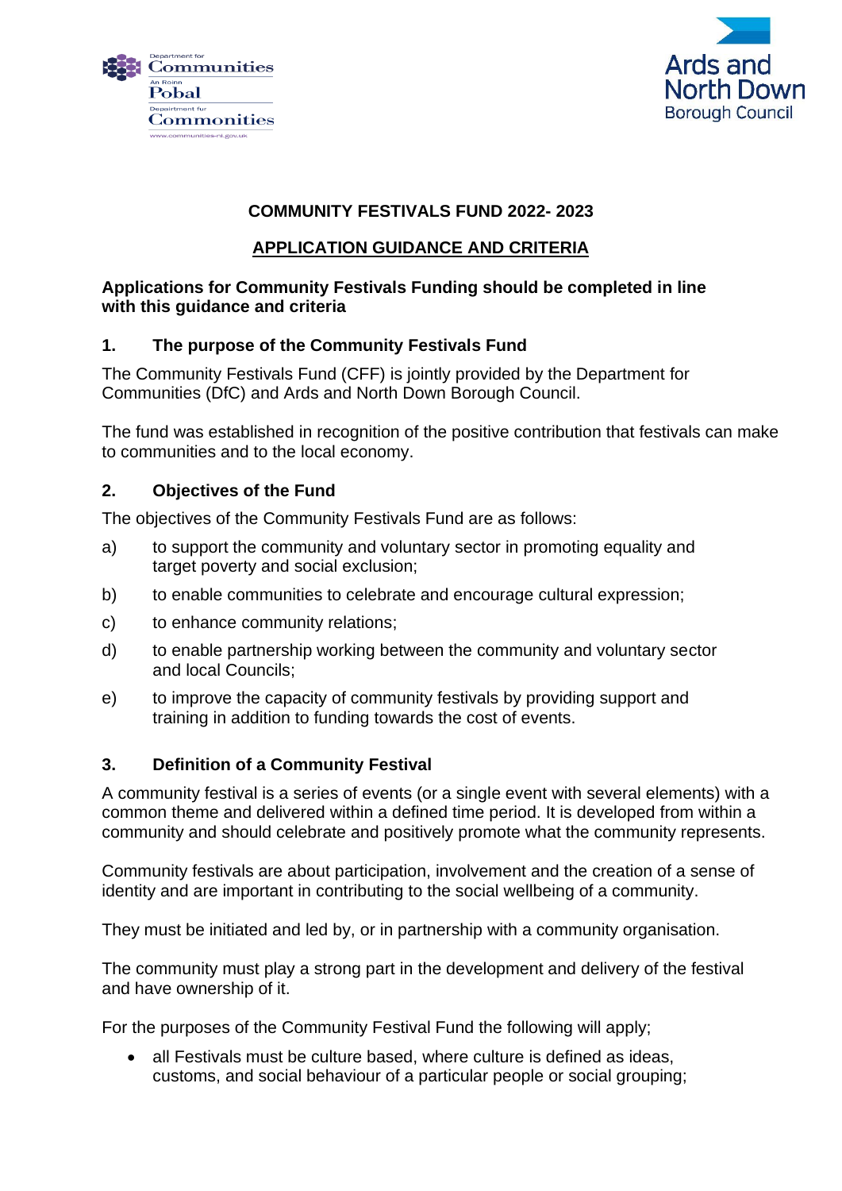# COMMUNITY FESTIVALS FUND 2022- 2023

## APPLICATION GUIDANCE AND CRITERIA

**Applications for Community Festivals Funding should be completed in line with this guidance and criteria**

### 1. The purpose of the Community Festivals Fund

The Community Festivals Fund (CFF) is jointly provided by the Department for Communities (DfC) and Ards and North Down Borough Council.

The fund was established in recognition of the positive contribution that festivals can make to communities and to the local economy.

### 2. Objectives of the Fund

The objectives of the Community Festivals Fund are as follows:

a) to support the community and voluntary sector in promoting equality and target poverty and social exclusion;

b) to enable communities to celebrate and encourage cultural expression;

c) to enhance community relations;

d) to enable partnership working between the community and voluntary sector and local Councils;

e) to improve the capacity of community festivals by providing support and training in addition to funding towards the cost of events.

### 3. Definition of a Community Festival

A community festival is a series of events (or a single event with several elements) with a common theme and delivered within a defined time period. It is developed from within a community and should celebrate and positively promote what the community represents.

Community festivals are about participation, involvement and the creation of a sense of identity and are important in contributing to the social wellbeing of a community.

They must be initiated and led by, or in partnership with a community organisation.

The community must play a strong part in the development and delivery of the festival and have ownership of it.

For the purposes of the Community Festival Fund the following will apply;

- all Festivals must be culture based, where culture is defined as ideas, customs, and social behaviour of a particular people or social grouping;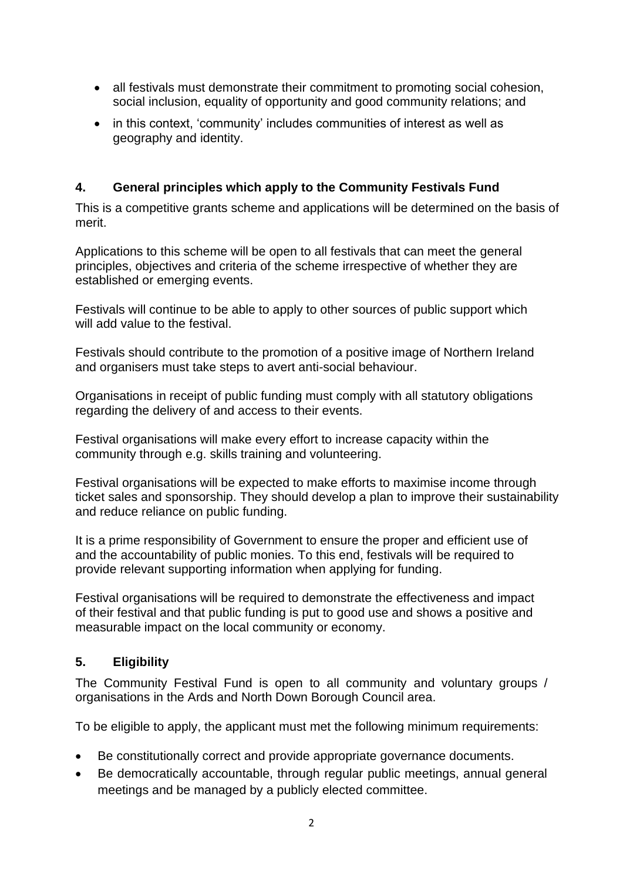- all festivals must demonstrate their commitment to promoting social cohesion, social inclusion, equality of opportunity and good community relations; and
- in this context, 'community' includes communities of interest as well as geography and identity.

## 4. General principles which apply to the Community Festivals Fund

This is a competitive grants scheme and applications will be determined on the basis of merit.

Applications to this scheme will be open to all festivals that can meet the general principles, objectives and criteria of the scheme irrespective of whether they are established or emerging events.

Festivals will continue to be able to apply to other sources of public support which will add value to the festival.

Festivals should contribute to the promotion of a positive image of Northern Ireland and organisers must take steps to avert anti-social behaviour.

Organisations in receipt of public funding must comply with all statutory obligations regarding the delivery of and access to their events.

Festival organisations will make every effort to increase capacity within the community through e.g. skills training and volunteering.

Festival organisations will be expected to make efforts to maximise income through ticket sales and sponsorship. They should develop a plan to improve their sustainability and reduce reliance on public funding.

It is a prime responsibility of Government to ensure the proper and efficient use of and the accountability of public monies. To this end, festivals will be required to provide relevant supporting information when applying for funding.

Festival organisations will be required to demonstrate the effectiveness and impact of their festival and that public funding is put to good use and shows a positive and measurable impact on the local community or economy.

## 5. Eligibility

The Community Festival Fund is open to all community and voluntary groups / organisations in the Ards and North Down Borough Council area.

To be eligible to apply, the applicant must met the following minimum requirements:

- Be constitutionally correct and provide appropriate governance documents.
- Be democratically accountable, through regular public meetings, annual general meetings and be managed by a publicly elected committee.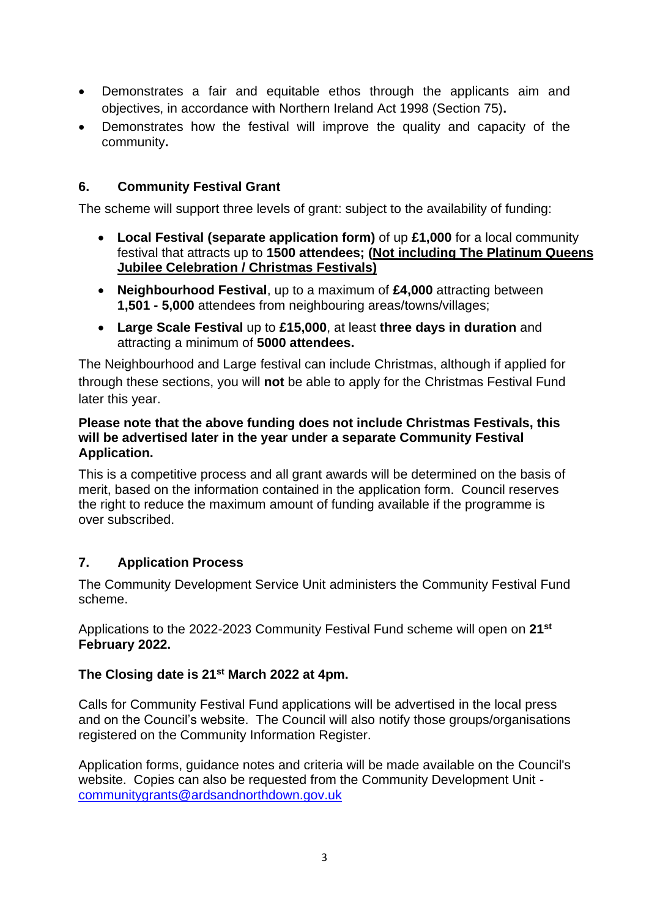- Demonstrates a fair and equitable ethos through the applicants aim and objectives, in accordance with Northern Ireland Act 1998 (Section 75)**.**
- Demonstrates how the festival will improve the quality and capacity of the community**.**

## 6. Community Festival Grant

The scheme will support three levels of grant: subject to the availability of funding:

- **Local Festival (separate application form)** of up **£1,000** for a local community festival that attracts up to **1500 attendees; (Not including The Platinum Queens Jubilee Celebration / Christmas Festivals)**
- **Neighbourhood Festival**, up to a maximum of **£4,000** attracting between **1,501 - 5,000** attendees from neighbouring areas/towns/villages;
- **Large Scale Festival** up to **£15,000**, at least **three days in duration** and attracting a minimum of **5000 attendees.**

The Neighbourhood and Large festival can include Christmas, although if applied for through these sections, you will **not** be able to apply for the Christmas Festival Fund later this year.

**Please note that the above funding does not include Christmas Festivals, this will be advertised later in the year under a separate Community Festival Application.**

This is a competitive process and all grant awards will be determined on the basis of merit, based on the information contained in the application form. Council reserves the right to reduce the maximum amount of funding available if the programme is over subscribed.

## 7. Application Process

The Community Development Service Unit administers the Community Festival Fund scheme.

Applications to the 2022-2023 Community Festival Fund scheme will open on **21st February 2022.**

**The Closing date is 21st March 2022 at 4pm.**

Calls for Community Festival Fund applications will be advertised in the local press and on the Council's website. The Council will also notify those groups/organisations registered on the Community Information Register.

Application forms, guidance notes and criteria will be made available on the Council's website. Copies can also be requested from the Community Development Unit - communitygrants@ardsandnorthdown.gov.uk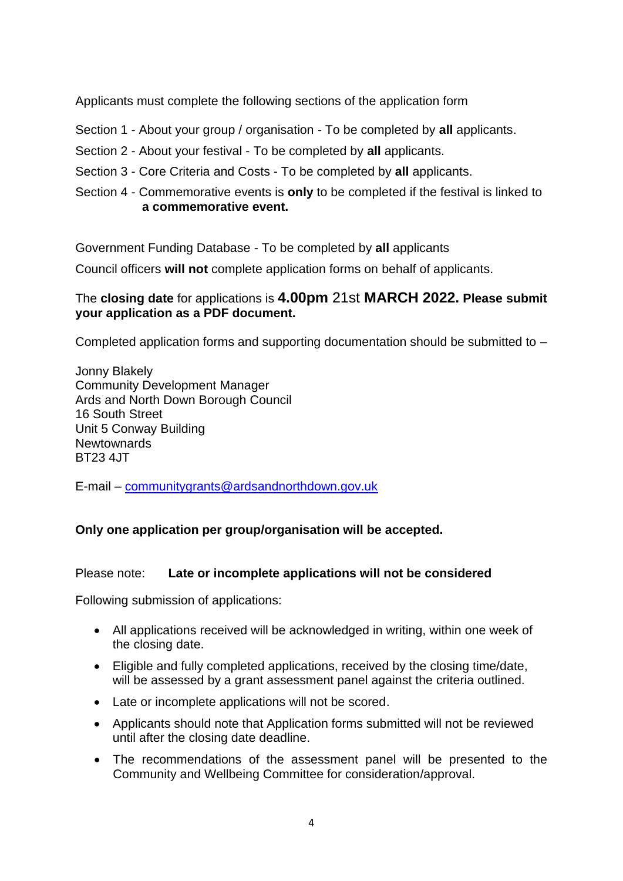Applicants must complete the following sections of the application form

Section 1 - About your group / organisation - To be completed by **all** applicants.

Section 2 - About your festival - To be completed by **all** applicants.

Section 3 - Core Criteria and Costs - To be completed by **all** applicants.

Section 4 - Commemorative events is **only** to be completed if the festival is linked to **a commemorative event.**

Government Funding Database - To be completed by **all** applicants

Council officers **will not** complete application forms on behalf of applicants.

The **closing date** for applications is **4.00pm** 21st **MARCH 2022. Please submit your application as a PDF document.**

Completed application forms and supporting documentation should be submitted to –

Jonny Blakely
Community Development Manager
Ards and North Down Borough Council
16 South Street
Unit 5 Conway Building
Newtownards
BT23 4JT

E-mail – communitygrants@ardsandnorthdown.gov.uk

**Only one application per group/organisation will be accepted.**

Please note: **Late or incomplete applications will not be considered**

Following submission of applications:

- All applications received will be acknowledged in writing, within one week of the closing date.
- Eligible and fully completed applications, received by the closing time/date, will be assessed by a grant assessment panel against the criteria outlined.
- Late or incomplete applications will not be scored.
- Applicants should note that Application forms submitted will not be reviewed until after the closing date deadline.
- The recommendations of the assessment panel will be presented to the Community and Wellbeing Committee for consideration/approval.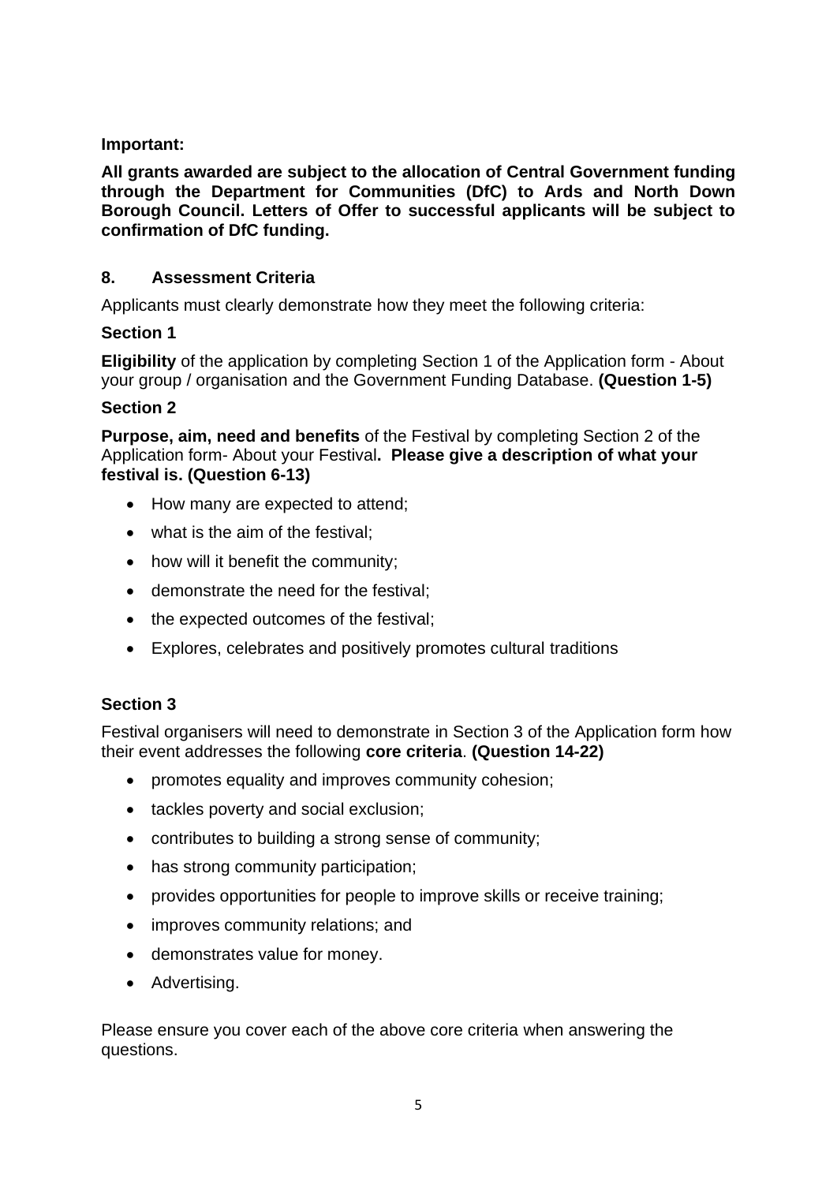**Important:**

**All grants awarded are subject to the allocation of Central Government funding through the Department for Communities (DfC) to Ards and North Down Borough Council. Letters of Offer to successful applicants will be subject to confirmation of DfC funding.**

## 8. Assessment Criteria

Applicants must clearly demonstrate how they meet the following criteria:

**Section 1**

**Eligibility** of the application by completing Section 1 of the Application form - About your group / organisation and the Government Funding Database. **(Question 1-5)**

**Section 2**

**Purpose, aim, need and benefits** of the Festival by completing Section 2 of the Application form- About your Festival**. Please give a description of what your festival is. (Question 6-13)**

- How many are expected to attend;
- what is the aim of the festival;
- how will it benefit the community;
- demonstrate the need for the festival;
- the expected outcomes of the festival;
- Explores, celebrates and positively promotes cultural traditions

**Section 3**

Festival organisers will need to demonstrate in Section 3 of the Application form how their event addresses the following **core criteria**. **(Question 14-22)**

- promotes equality and improves community cohesion;
- tackles poverty and social exclusion;
- contributes to building a strong sense of community;
- has strong community participation;
- provides opportunities for people to improve skills or receive training;
- improves community relations; and
- demonstrates value for money.
- Advertising.

Please ensure you cover each of the above core criteria when answering the questions.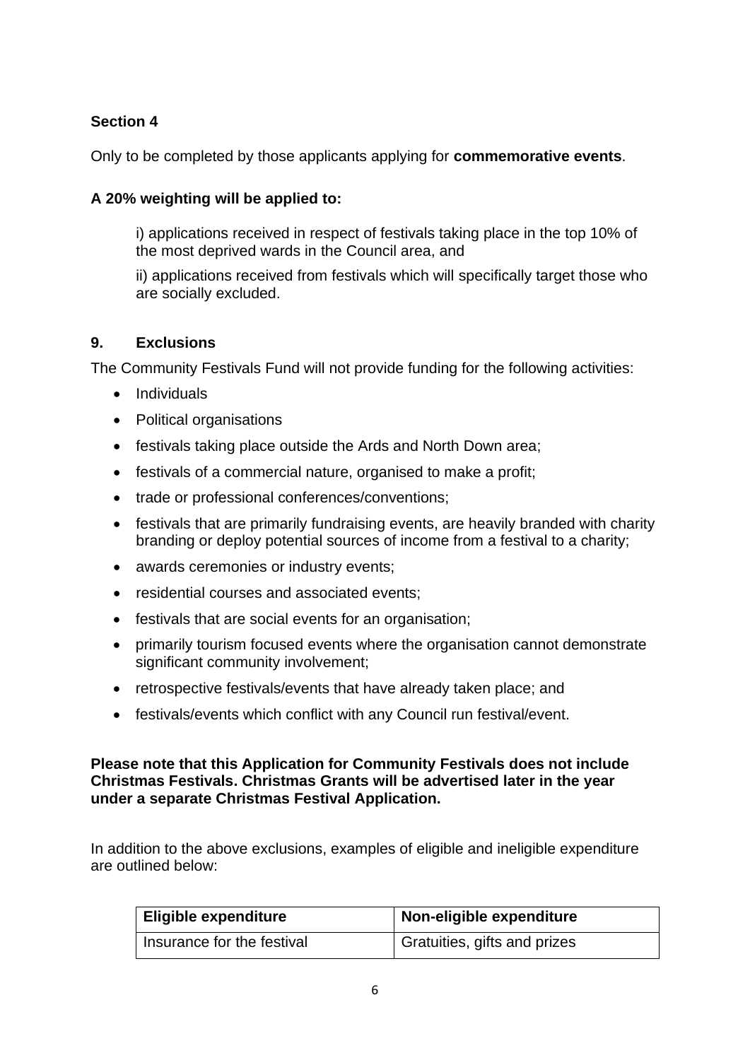**Section 4**

Only to be completed by those applicants applying for **commemorative events**.

**A 20% weighting will be applied to:**

i) applications received in respect of festivals taking place in the top 10% of the most deprived wards in the Council area, and

ii) applications received from festivals which will specifically target those who are socially excluded.

## 9. Exclusions

The Community Festivals Fund will not provide funding for the following activities:

- Individuals
- Political organisations
- festivals taking place outside the Ards and North Down area;
- festivals of a commercial nature, organised to make a profit;
- trade or professional conferences/conventions;
- festivals that are primarily fundraising events, are heavily branded with charity branding or deploy potential sources of income from a festival to a charity;
- awards ceremonies or industry events;
- residential courses and associated events;
- festivals that are social events for an organisation;
- primarily tourism focused events where the organisation cannot demonstrate significant community involvement;
- retrospective festivals/events that have already taken place; and
- festivals/events which conflict with any Council run festival/event.

**Please note that this Application for Community Festivals does not include Christmas Festivals. Christmas Grants will be advertised later in the year under a separate Christmas Festival Application.**

In addition to the above exclusions, examples of eligible and ineligible expenditure are outlined below:

| Eligible expenditure | Non-eligible expenditure |
|---|---|
| Insurance for the festival | Gratuities, gifts and prizes |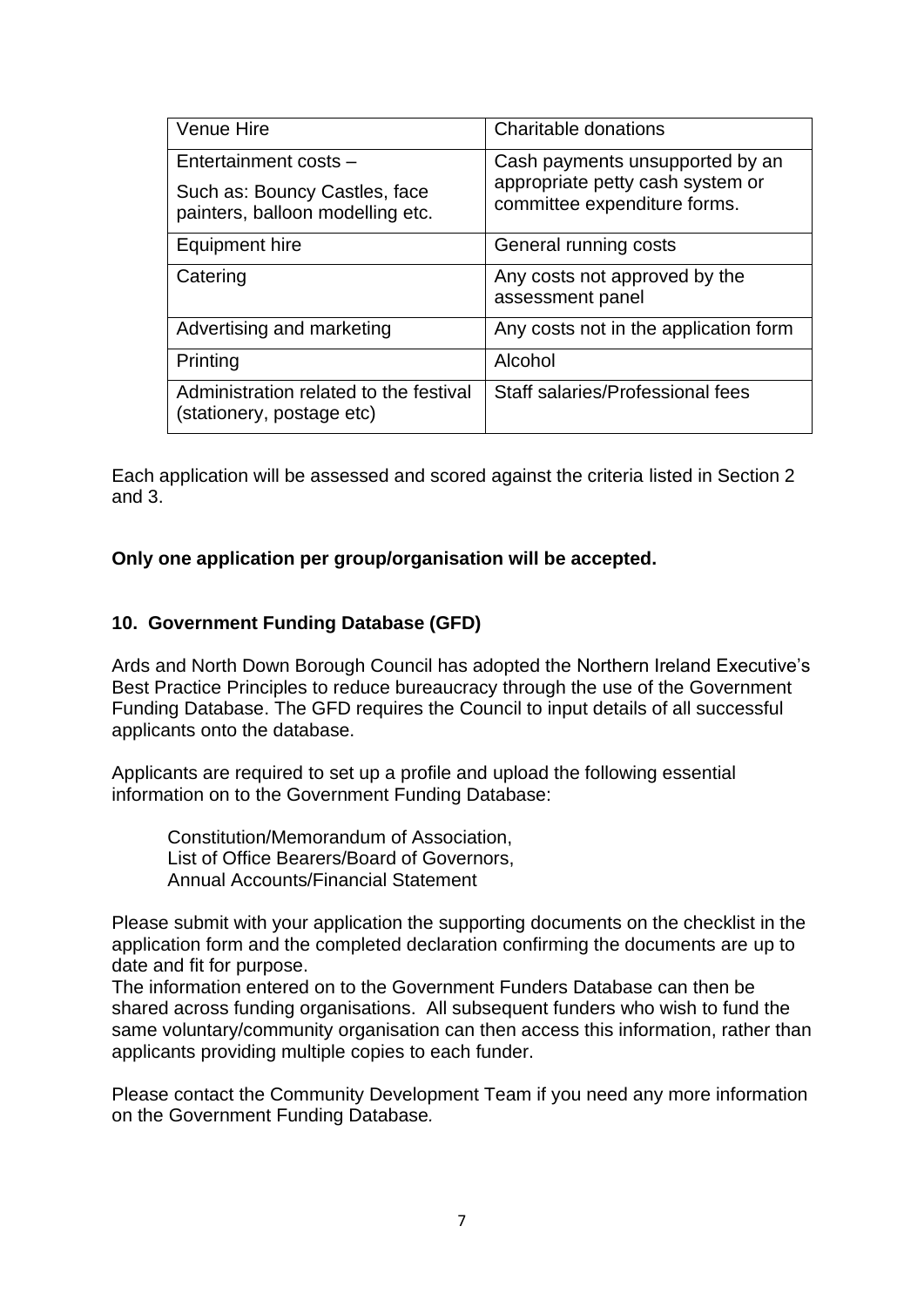| Venue Hire | Charitable donations |
|---|---|
| Entertainment costs – Such as: Bouncy Castles, face painters, balloon modelling etc. | Cash payments unsupported by an appropriate petty cash system or committee expenditure forms. |
| Equipment hire | General running costs |
| Catering | Any costs not approved by the assessment panel |
| Advertising and marketing | Any costs not in the application form |
| Printing | Alcohol |
| Administration related to the festival (stationery, postage etc) | Staff salaries/Professional fees |

Each application will be assessed and scored against the criteria listed in Section 2 and 3.

**Only one application per group/organisation will be accepted.**

## 10. Government Funding Database (GFD)

Ards and North Down Borough Council has adopted the Northern Ireland Executive's Best Practice Principles to reduce bureaucracy through the use of the Government Funding Database. The GFD requires the Council to input details of all successful applicants onto the database.

Applicants are required to set up a profile and upload the following essential information on to the Government Funding Database:

Constitution/Memorandum of Association,  
List of Office Bearers/Board of Governors,  
Annual Accounts/Financial Statement

Please submit with your application the supporting documents on the checklist in the application form and the completed declaration confirming the documents are up to date and fit for purpose.
The information entered on to the Government Funders Database can then be shared across funding organisations. All subsequent funders who wish to fund the same voluntary/community organisation can then access this information, rather than applicants providing multiple copies to each funder.

Please contact the Community Development Team if you need any more information on the Government Funding Database.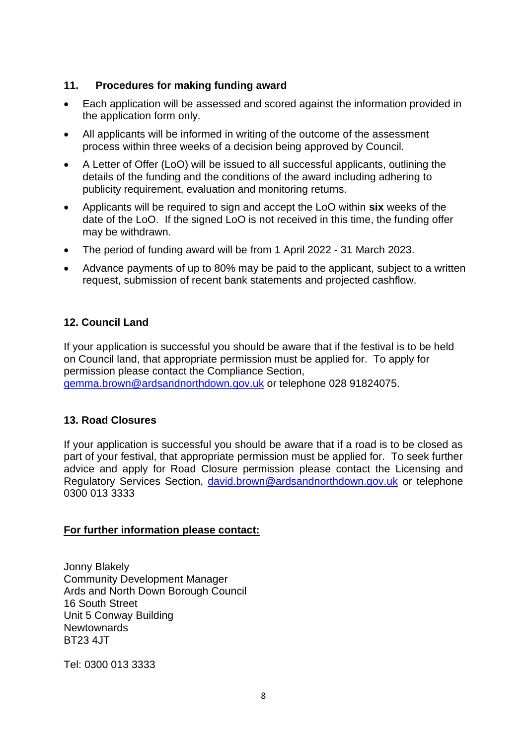## 11. Procedures for making funding award

- Each application will be assessed and scored against the information provided in the application form only.
- All applicants will be informed in writing of the outcome of the assessment process within three weeks of a decision being approved by Council.
- A Letter of Offer (LoO) will be issued to all successful applicants, outlining the details of the funding and the conditions of the award including adhering to publicity requirement, evaluation and monitoring returns.
- Applicants will be required to sign and accept the LoO within **six** weeks of the date of the LoO. If the signed LoO is not received in this time, the funding offer may be withdrawn.
- The period of funding award will be from 1 April 2022 - 31 March 2023.
- Advance payments of up to 80% may be paid to the applicant, subject to a written request, submission of recent bank statements and projected cashflow.

## 12. Council Land

If your application is successful you should be aware that if the festival is to be held on Council land, that appropriate permission must be applied for. To apply for permission please contact the Compliance Section, gemma.brown@ardsandnorthdown.gov.uk or telephone 028 91824075.

## 13. Road Closures

If your application is successful you should be aware that if a road is to be closed as part of your festival, that appropriate permission must be applied for. To seek further advice and apply for Road Closure permission please contact the Licensing and Regulatory Services Section, david.brown@ardsandnorthdown.gov.uk or telephone 0300 013 3333

**For further information please contact:**

Jonny Blakely
Community Development Manager
Ards and North Down Borough Council
16 South Street
Unit 5 Conway Building
Newtownards
BT23 4JT

Tel: 0300 013 3333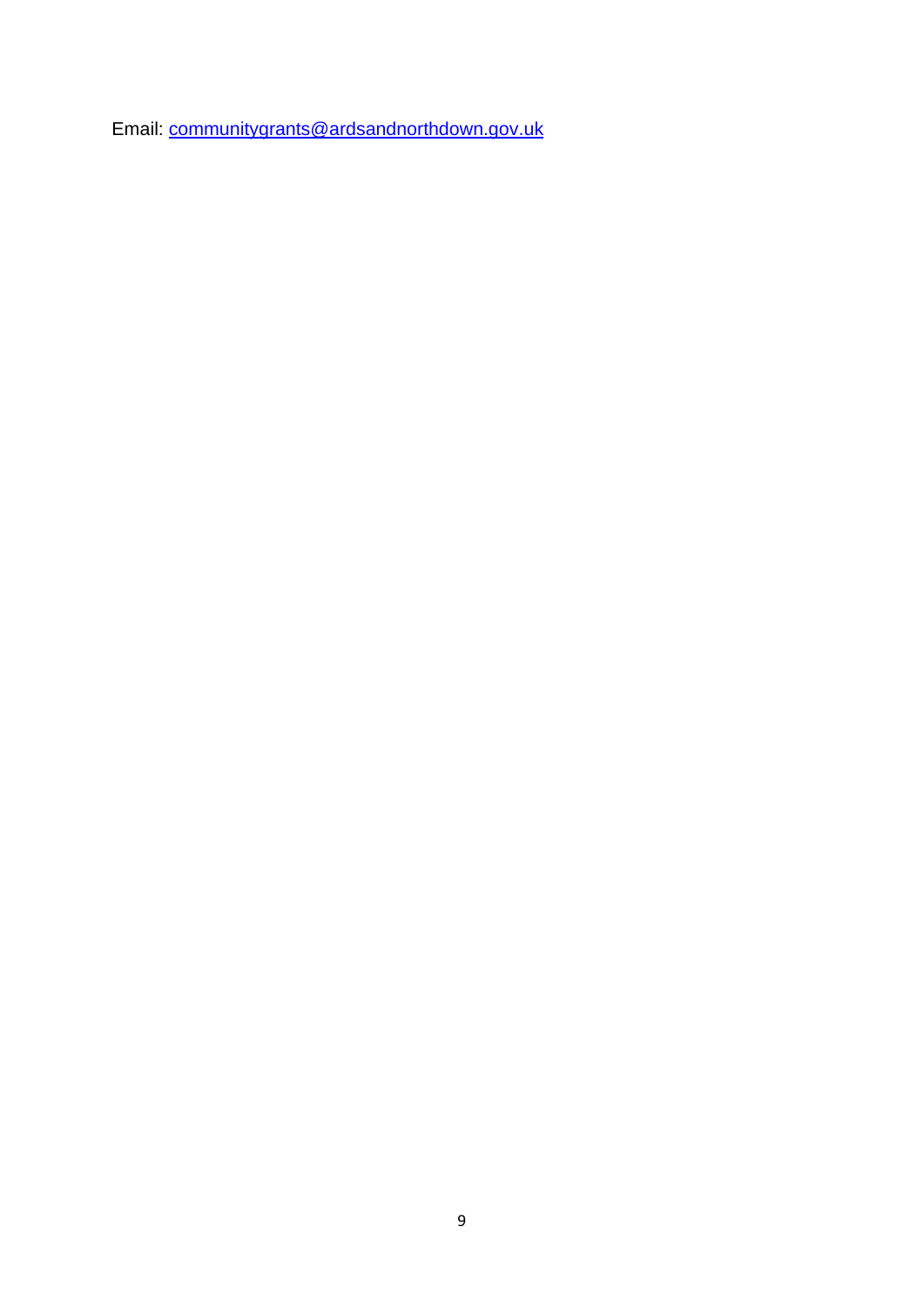Email: [communitygrants@ardsandnorthdown.gov.uk](mailto:communitygrants@ardsandnorthdown.gov.uk)